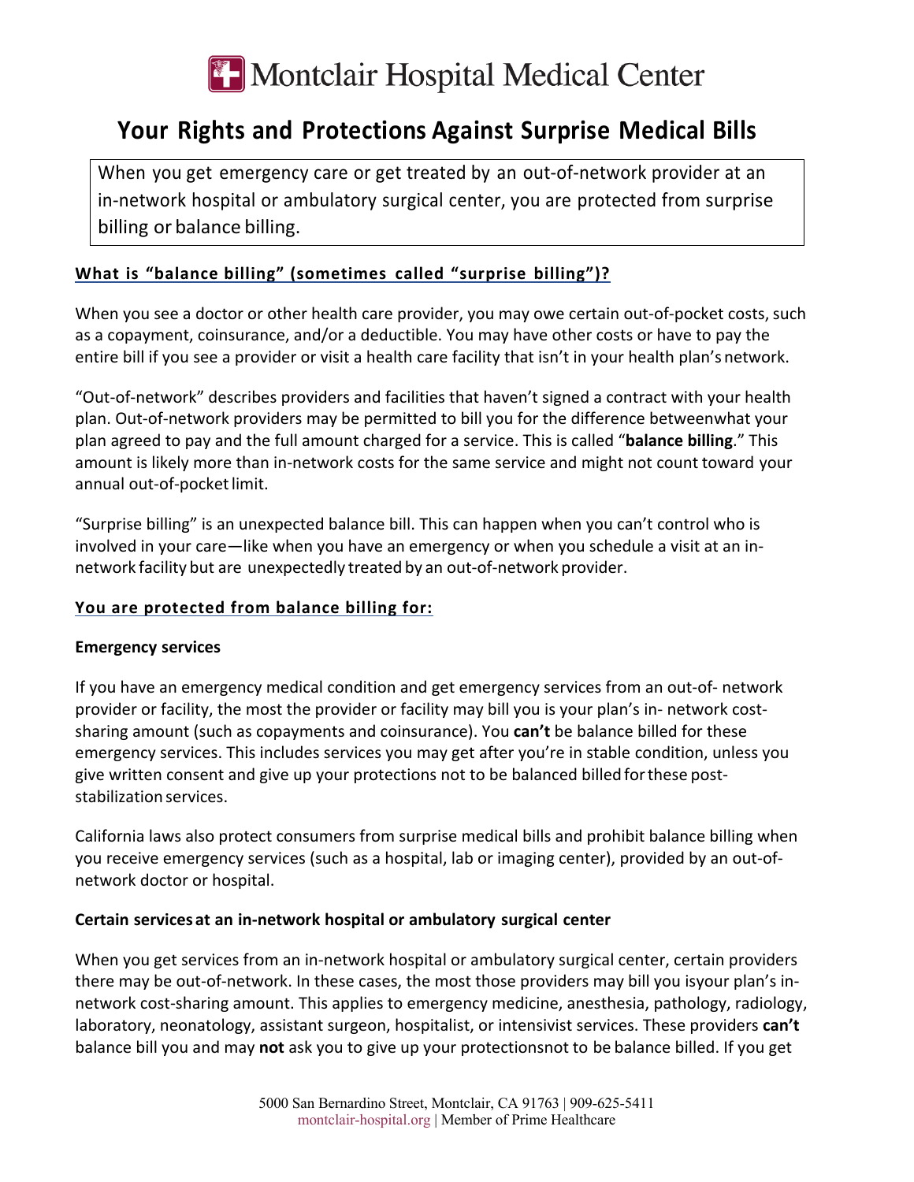# Montclair Hospital Medical Center

## Your Rights and Protections Against Surprise Medical Bills

When you get emergency care or get treated by an out-of-network provider at an in-network hospital or ambulatory surgical center, you are protected from surprise billing or balance billing.

**What is "balance billing" (sometimes called "surprise billing")?**

When you see a doctor or other health care provider, you may owe certain out-of-pocket costs, such as a copayment, coinsurance, and/or a deductible. You may have other costs or have to pay the entire bill if you see a provider or visit a health care facility that isn't in your health plan's network.

"Out-of-network" describes providers and facilities that haven't signed a contract with your health plan. Out-of-network providers may be permitted to bill you for the difference betweenwhat your plan agreed to pay and the full amount charged for a service. This is called "**balance billing**." This amount is likely more than in-network costs for the same service and might not count toward your annual out-of-pocket limit.

"Surprise billing" is an unexpected balance bill. This can happen when you can't control who is involved in your care—like when you have an emergency or when you schedule a visit at an in-network facility but are unexpectedly treated by an out-of-network provider.

**You are protected from balance billing for:**

**Emergency services**

If you have an emergency medical condition and get emergency services from an out-of- network provider or facility, the most the provider or facility may bill you is your plan's in- network cost-sharing amount (such as copayments and coinsurance). You **can't** be balance billed for these emergency services. This includes services you may get after you're in stable condition, unless you give written consent and give up your protections not to be balanced billed for these post-stabilization services.

California laws also protect consumers from surprise medical bills and prohibit balance billing when you receive emergency services (such as a hospital, lab or imaging center), provided by an out-of-network doctor or hospital.

**Certain services at an in-network hospital or ambulatory surgical center**

When you get services from an in-network hospital or ambulatory surgical center, certain providers there may be out-of-network. In these cases, the most those providers may bill you isyour plan's in-network cost-sharing amount. This applies to emergency medicine, anesthesia, pathology, radiology, laboratory, neonatology, assistant surgeon, hospitalist, or intensivist services. These providers **can't** balance bill you and may **not** ask you to give up your protectionsnot to be balance billed. If you get

5000 San Bernardino Street, Montclair, CA 91763 | 909-625-5411
montclair-hospital.org | Member of Prime Healthcare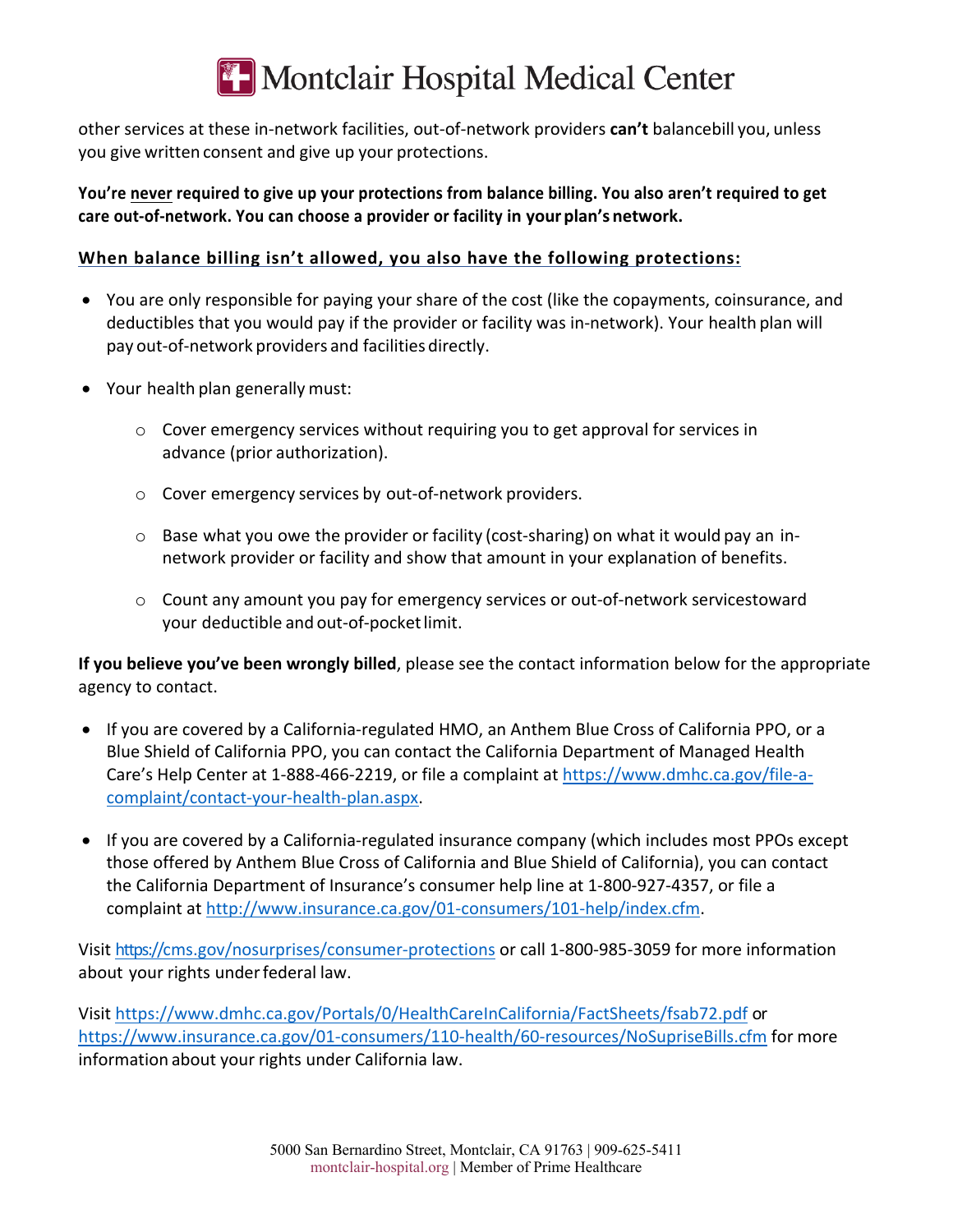other services at these in-network facilities, out-of-network providers **can't** balancebill you, unless you give written consent and give up your protections.

**You're never required to give up your protections from balance billing. You also aren't required to get care out-of-network. You can choose a provider or facility in your plan's network.**

**When balance billing isn't allowed, you also have the following protections:**

- You are only responsible for paying your share of the cost (like the copayments, coinsurance, and deductibles that you would pay if the provider or facility was in-network). Your health plan will pay out-of-network providers and facilities directly.
- Your health plan generally must:
  - Cover emergency services without requiring you to get approval for services in advance (prior authorization).
  - Cover emergency services by out-of-network providers.
  - Base what you owe the provider or facility (cost-sharing) on what it would pay an in-network provider or facility and show that amount in your explanation of benefits.
  - Count any amount you pay for emergency services or out-of-network servicestoward your deductible and out-of-pocket limit.

**If you believe you've been wrongly billed**, please see the contact information below for the appropriate agency to contact.

- If you are covered by a California-regulated HMO, an Anthem Blue Cross of California PPO, or a Blue Shield of California PPO, you can contact the California Department of Managed Health Care's Help Center at 1-888-466-2219, or file a complaint at https://www.dmhc.ca.gov/file-a-complaint/contact-your-health-plan.aspx.
- If you are covered by a California-regulated insurance company (which includes most PPOs except those offered by Anthem Blue Cross of California and Blue Shield of California), you can contact the California Department of Insurance's consumer help line at 1-800-927-4357, or file a complaint at http://www.insurance.ca.gov/01-consumers/101-help/index.cfm.

Visit https://cms.gov/nosurprises/consumer-protections or call 1-800-985-3059 for more information about your rights under federal law.

Visit https://www.dmhc.ca.gov/Portals/0/HealthCareInCalifornia/FactSheets/fsab72.pdf or https://www.insurance.ca.gov/01-consumers/110-health/60-resources/NoSupriseBills.cfm for more information about your rights under California law.